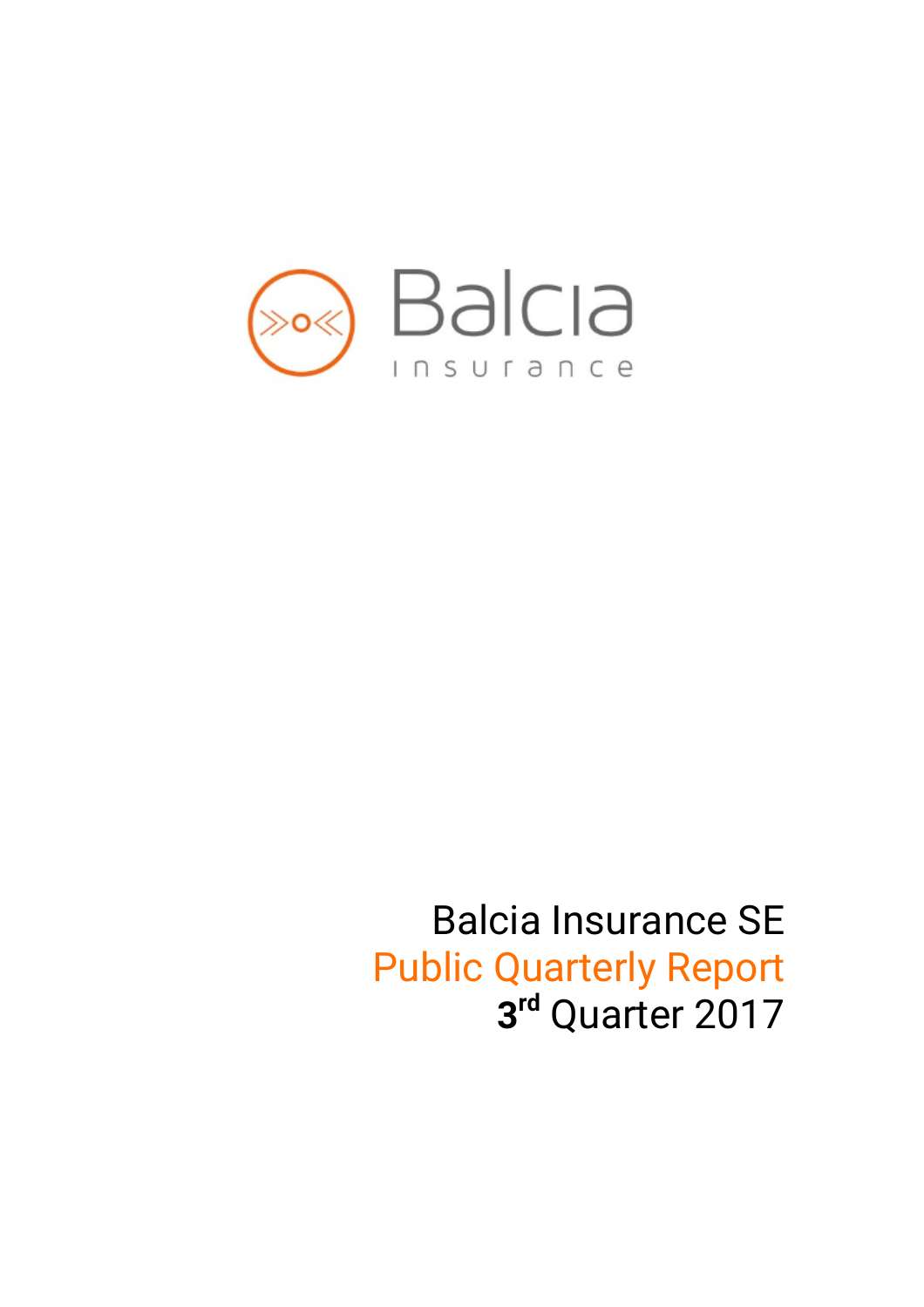Balcia Insurance SE

Public Quarterly Report

3rd Quarter 2017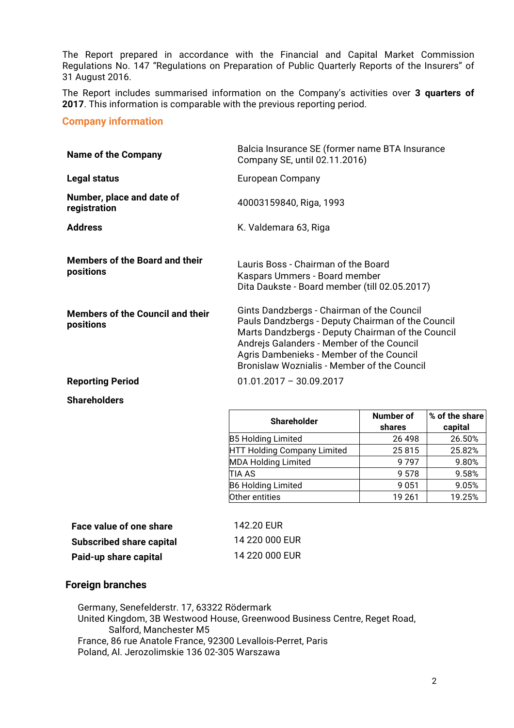The Report prepared in accordance with the Financial and Capital Market Commission Regulations No. 147 "Regulations on Preparation of Public Quarterly Reports of the Insurers" of 31 August 2016.

The Report includes summarised information on the Company's activities over **3 quarters of 2017**. This information is comparable with the previous reporting period.

## Company information

| | |
|---|---|
| **Name of the Company** | Balcia Insurance SE (former name BTA Insurance Company SE, until 02.11.2016) |
| **Legal status** | European Company |
| **Number, place and date of registration** | 40003159840, Riga, 1993 |
| **Address** | K. Valdemara 63, Riga |
| **Members of the Board and their positions** | Lauris Boss - Chairman of the Board<br>Kaspars Ummers - Board member<br>Dita Daukste - Board member (till 02.05.2017) |
| **Members of the Council and their positions** | Gints Dandzbergs - Chairman of the Council<br>Pauls Dandzbergs - Deputy Chairman of the Council<br>Marts Dandzbergs - Deputy Chairman of the Council<br>Andrejs Galanders - Member of the Council<br>Agris Dambenieks - Member of the Council<br>Bronislaw Woznialis - Member of the Council |
| **Reporting Period** | 01.01.2017 – 30.09.2017 |

**Shareholders**

| Shareholder | Number of shares | % of the share capital |
|---|---|---|
| B5 Holding Limited | 26 498 | 26.50% |
| HTT Holding Company Limited | 25 815 | 25.82% |
| MDA Holding Limited | 9 797 | 9.80% |
| TIA AS | 9 578 | 9.58% |
| B6 Holding Limited | 9 051 | 9.05% |
| Other entities | 19 261 | 19.25% |

| | |
|---|---|
| **Face value of one share** | 142.20 EUR |
| **Subscribed share capital** | 14 220 000 EUR |
| **Paid-up share capital** | 14 220 000 EUR |

### Foreign branches

Germany, Senefelderstr. 17, 63322 Rödermark
United Kingdom, 3B Westwood House, Greenwood Business Centre, Reget Road, Salford, Manchester M5
France, 86 rue Anatole France, 92300 Levallois-Perret, Paris
Poland, Al. Jerozolimskie 136 02-305 Warszawa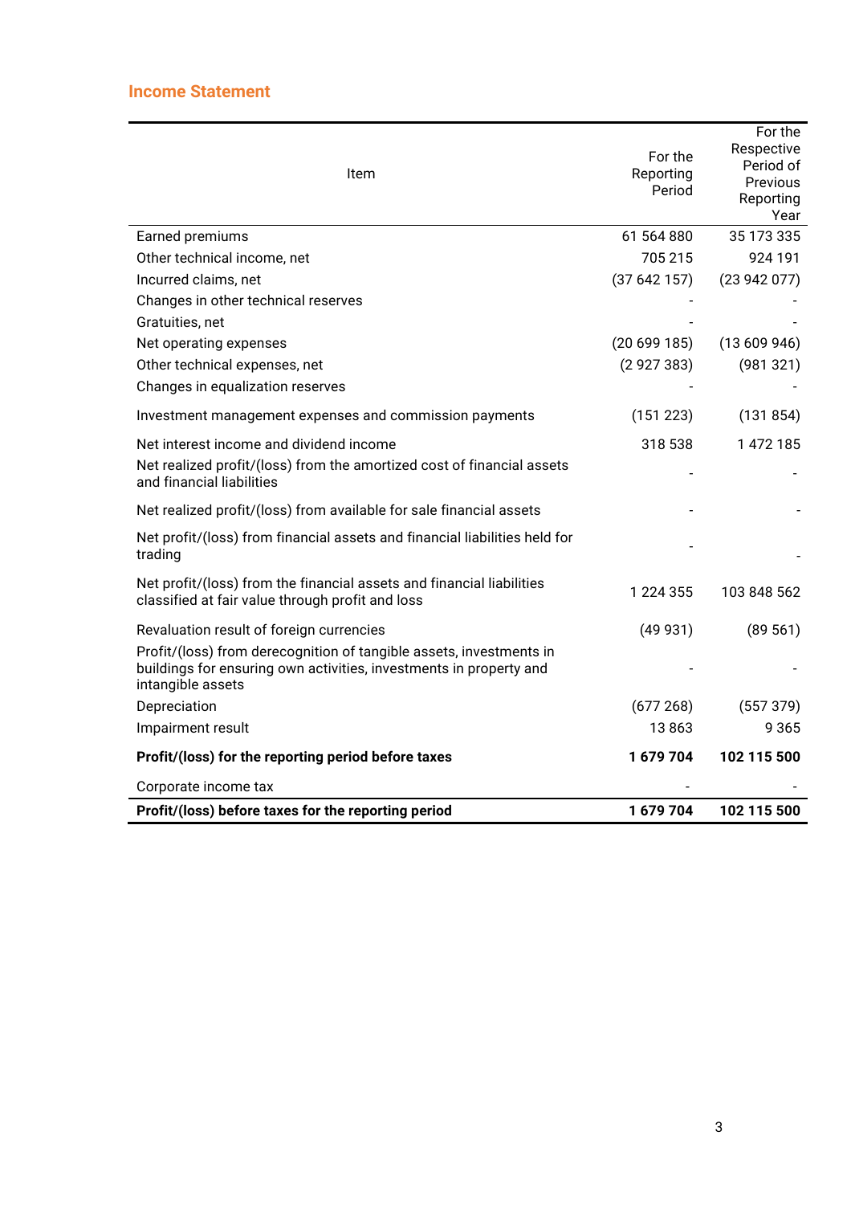## Income Statement

| Item | For the Reporting Period | For the Respective Period of Previous Reporting Year |
|---|---|---|
| Earned premiums | 61 564 880 | 35 173 335 |
| Other technical income, net | 705 215 | 924 191 |
| Incurred claims, net | (37 642 157) | (23 942 077) |
| Changes in other technical reserves | - | - |
| Gratuities, net | - | - |
| Net operating expenses | (20 699 185) | (13 609 946) |
| Other technical expenses, net | (2 927 383) | (981 321) |
| Changes in equalization reserves | - | - |
| Investment management expenses and commission payments | (151 223) | (131 854) |
| Net interest income and dividend income | 318 538 | 1 472 185 |
| Net realized profit/(loss) from the amortized cost of financial assets and financial liabilities | - | - |
| Net realized profit/(loss) from available for sale financial assets | - | - |
| Net profit/(loss) from financial assets and financial liabilities held for trading | - | - |
| Net profit/(loss) from the financial assets and financial liabilities classified at fair value through profit and loss | 1 224 355 | 103 848 562 |
| Revaluation result of foreign currencies | (49 931) | (89 561) |
| Profit/(loss) from derecognition of tangible assets, investments in buildings for ensuring own activities, investments in property and intangible assets | - | - |
| Depreciation | (677 268) | (557 379) |
| Impairment result | 13 863 | 9 365 |
| **Profit/(loss) for the reporting period before taxes** | **1 679 704** | **102 115 500** |
| Corporate income tax | - | - |
| **Profit/(loss) before taxes for the reporting period** | **1 679 704** | **102 115 500** |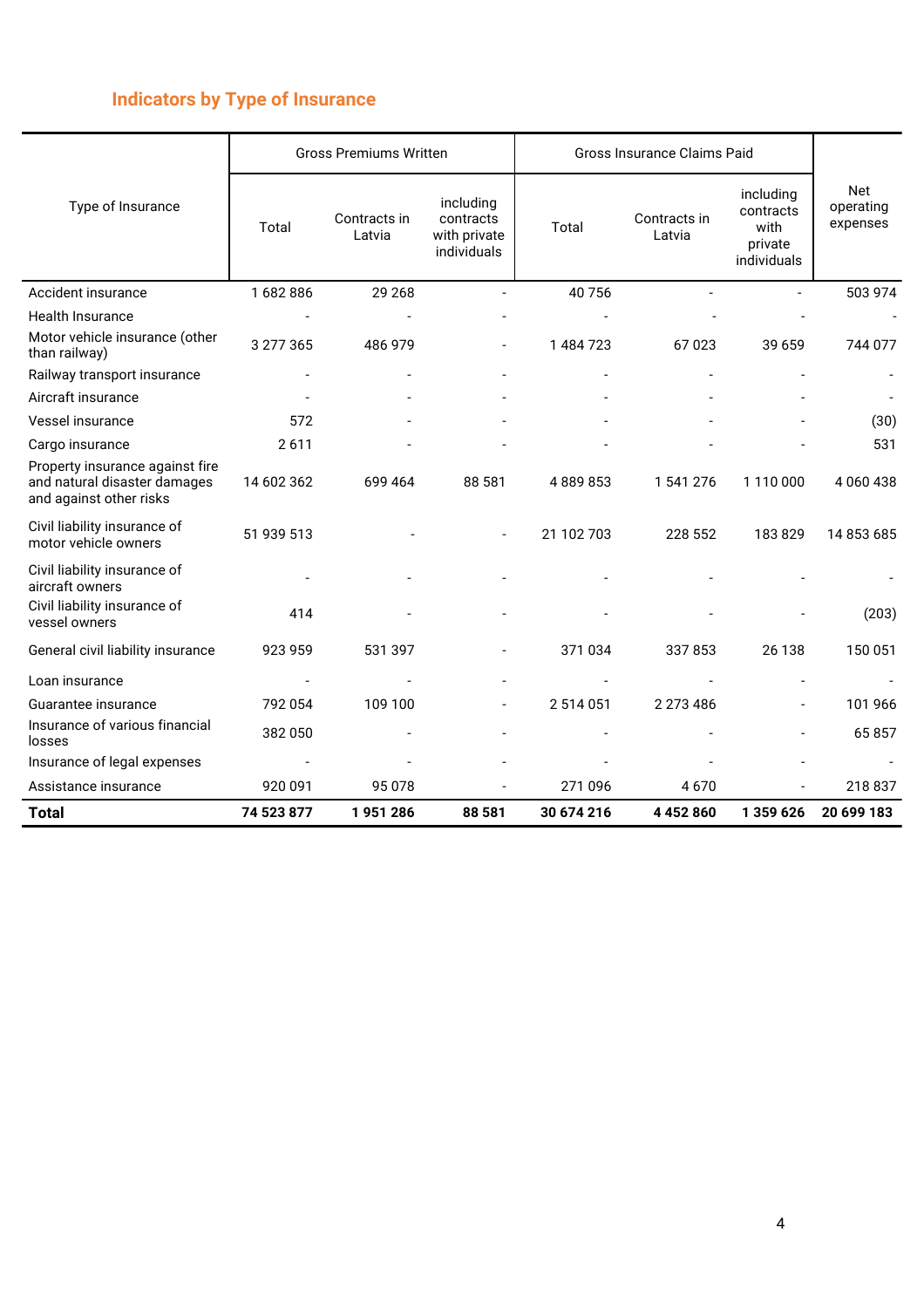## Indicators by Type of Insurance

| Type of Insurance | Gross Premiums Written | | | Gross Insurance Claims Paid | | | Net operating expenses |
|---|---|---|---|---|---|---|---|
| | Total | Contracts in Latvia | including contracts with private individuals | Total | Contracts in Latvia | including contracts with private individuals | |
| Accident insurance | 1 682 886 | 29 268 | - | 40 756 | - | - | 503 974 |
| Health Insurance | - | - | - | - | - | - | - |
| Motor vehicle insurance (other than railway) | 3 277 365 | 486 979 | - | 1 484 723 | 67 023 | 39 659 | 744 077 |
| Railway transport insurance | - | - | - | - | - | - | - |
| Aircraft insurance | - | - | - | - | - | - | - |
| Vessel insurance | 572 | - | - | - | - | - | (30) |
| Cargo insurance | 2 611 | - | - | - | - | - | 531 |
| Property insurance against fire and natural disaster damages and against other risks | 14 602 362 | 699 464 | 88 581 | 4 889 853 | 1 541 276 | 1 110 000 | 4 060 438 |
| Civil liability insurance of motor vehicle owners | 51 939 513 | - | - | 21 102 703 | 228 552 | 183 829 | 14 853 685 |
| Civil liability insurance of aircraft owners | - | - | - | - | - | - | - |
| Civil liability insurance of vessel owners | 414 | - | - | - | - | - | (203) |
| General civil liability insurance | 923 959 | 531 397 | - | 371 034 | 337 853 | 26 138 | 150 051 |
| Loan insurance | - | - | - | - | - | - | - |
| Guarantee insurance | 792 054 | 109 100 | - | 2 514 051 | 2 273 486 | - | 101 966 |
| Insurance of various financial losses | 382 050 | - | - | - | - | - | 65 857 |
| Insurance of legal expenses | - | - | - | - | - | - | - |
| Assistance insurance | 920 091 | 95 078 | - | 271 096 | 4 670 | - | 218 837 |
| **Total** | **74 523 877** | **1 951 286** | **88 581** | **30 674 216** | **4 452 860** | **1 359 626** | **20 699 183** |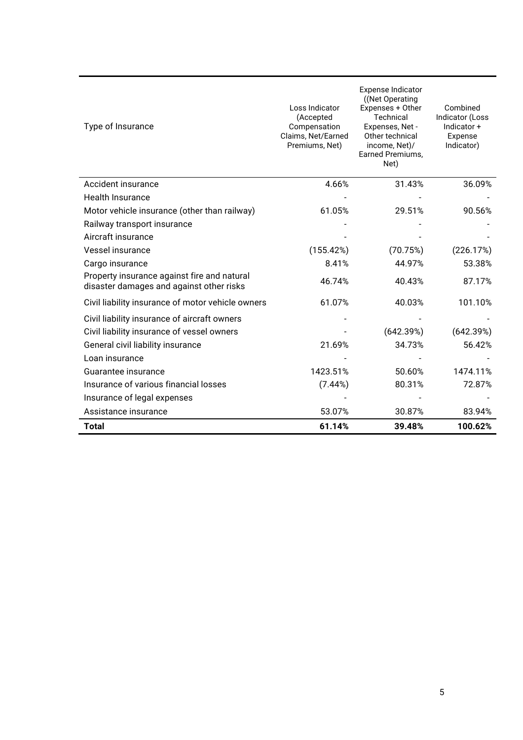| Type of Insurance | Loss Indicator (Accepted Compensation Claims, Net/Earned Premiums, Net) | Expense Indicator ((Net Operating Expenses + Other Technical Expenses, Net - Other technical income, Net)/ Earned Premiums, Net) | Combined Indicator (Loss Indicator + Expense Indicator) |
|---|---|---|---|
| Accident insurance | 4.66% | 31.43% | 36.09% |
| Health Insurance | - | - | - |
| Motor vehicle insurance (other than railway) | 61.05% | 29.51% | 90.56% |
| Railway transport insurance | - | - | - |
| Aircraft insurance | - | - | - |
| Vessel insurance | (155.42%) | (70.75%) | (226.17%) |
| Cargo insurance | 8.41% | 44.97% | 53.38% |
| Property insurance against fire and natural disaster damages and against other risks | 46.74% | 40.43% | 87.17% |
| Civil liability insurance of motor vehicle owners | 61.07% | 40.03% | 101.10% |
| Civil liability insurance of aircraft owners | - | - | - |
| Civil liability insurance of vessel owners | - | (642.39%) | (642.39%) |
| General civil liability insurance | 21.69% | 34.73% | 56.42% |
| Loan insurance | - | - | - |
| Guarantee insurance | 1423.51% | 50.60% | 1474.11% |
| Insurance of various financial losses | (7.44%) | 80.31% | 72.87% |
| Insurance of legal expenses | - | - | - |
| Assistance insurance | 53.07% | 30.87% | 83.94% |
| **Total** | **61.14%** | **39.48%** | **100.62%** |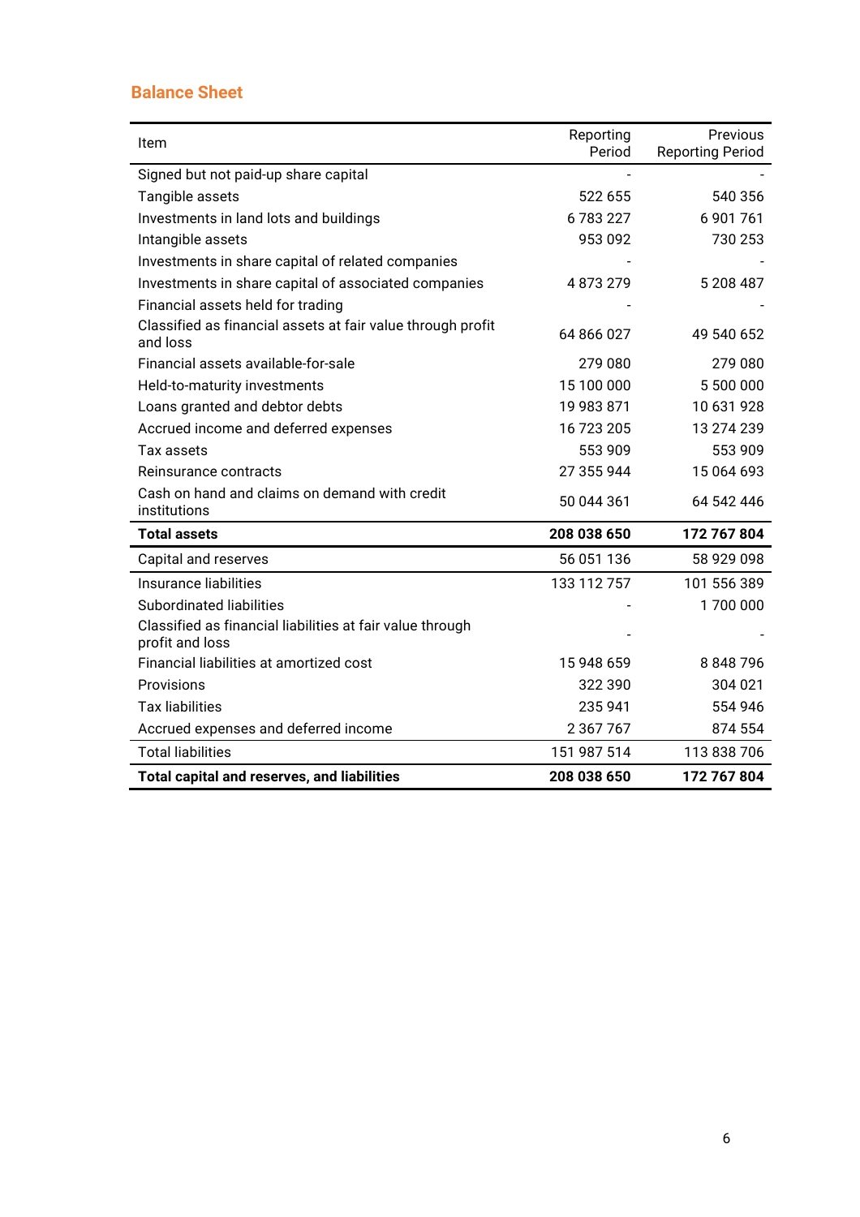## Balance Sheet

| Item | Reporting Period | Previous Reporting Period |
|---|---|---|
| Signed but not paid-up share capital | - | - |
| Tangible assets | 522 655 | 540 356 |
| Investments in land lots and buildings | 6 783 227 | 6 901 761 |
| Intangible assets | 953 092 | 730 253 |
| Investments in share capital of related companies | - | - |
| Investments in share capital of associated companies | 4 873 279 | 5 208 487 |
| Financial assets held for trading | - | - |
| Classified as financial assets at fair value through profit and loss | 64 866 027 | 49 540 652 |
| Financial assets available-for-sale | 279 080 | 279 080 |
| Held-to-maturity investments | 15 100 000 | 5 500 000 |
| Loans granted and debtor debts | 19 983 871 | 10 631 928 |
| Accrued income and deferred expenses | 16 723 205 | 13 274 239 |
| Tax assets | 553 909 | 553 909 |
| Reinsurance contracts | 27 355 944 | 15 064 693 |
| Cash on hand and claims on demand with credit institutions | 50 044 361 | 64 542 446 |
| **Total assets** | **208 038 650** | **172 767 804** |
| Capital and reserves | 56 051 136 | 58 929 098 |
| Insurance liabilities | 133 112 757 | 101 556 389 |
| Subordinated liabilities | - | 1 700 000 |
| Classified as financial liabilities at fair value through profit and loss | - | - |
| Financial liabilities at amortized cost | 15 948 659 | 8 848 796 |
| Provisions | 322 390 | 304 021 |
| Tax liabilities | 235 941 | 554 946 |
| Accrued expenses and deferred income | 2 367 767 | 874 554 |
| Total liabilities | 151 987 514 | 113 838 706 |
| **Total capital and reserves, and liabilities** | **208 038 650** | **172 767 804** |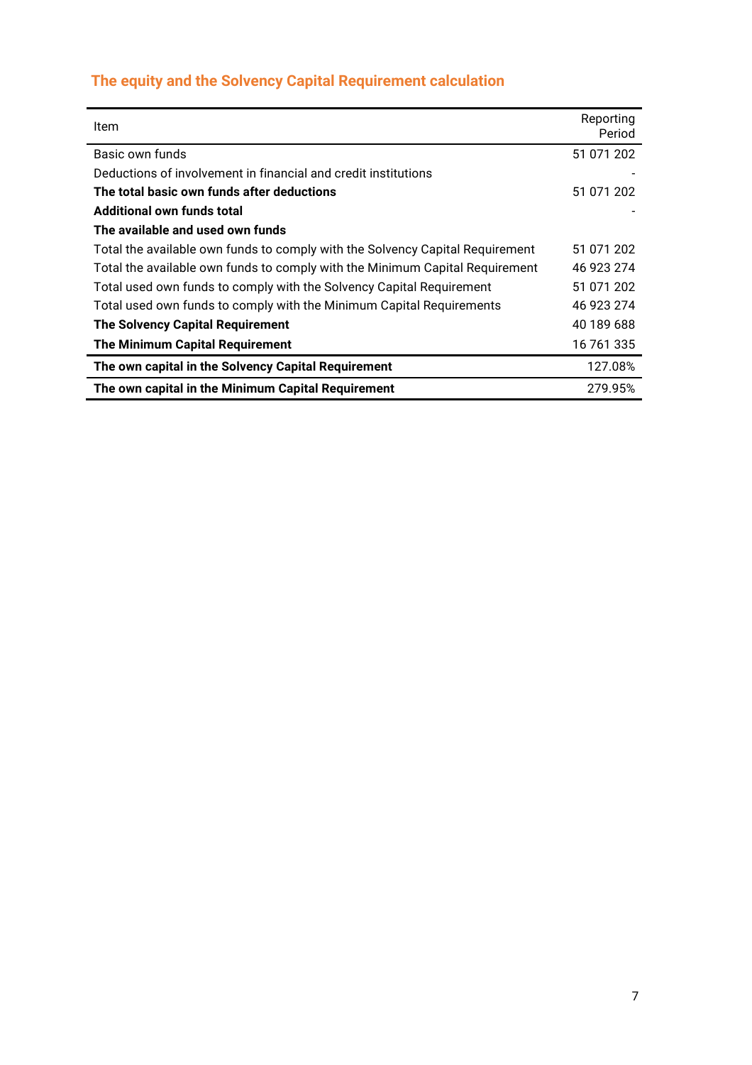## The equity and the Solvency Capital Requirement calculation

| Item | Reporting Period |
|---|---|
| Basic own funds | 51 071 202 |
| Deductions of involvement in financial and credit institutions | - |
| **The total basic own funds after deductions** | 51 071 202 |
| **Additional own funds total** | - |
| **The available and used own funds** | |
| Total the available own funds to comply with the Solvency Capital Requirement | 51 071 202 |
| Total the available own funds to comply with the Minimum Capital Requirement | 46 923 274 |
| Total used own funds to comply with the Solvency Capital Requirement | 51 071 202 |
| Total used own funds to comply with the Minimum Capital Requirements | 46 923 274 |
| **The Solvency Capital Requirement** | 40 189 688 |
| **The Minimum Capital Requirement** | 16 761 335 |
| **The own capital in the Solvency Capital Requirement** | 127.08% |
| **The own capital in the Minimum Capital Requirement** | 279.95% |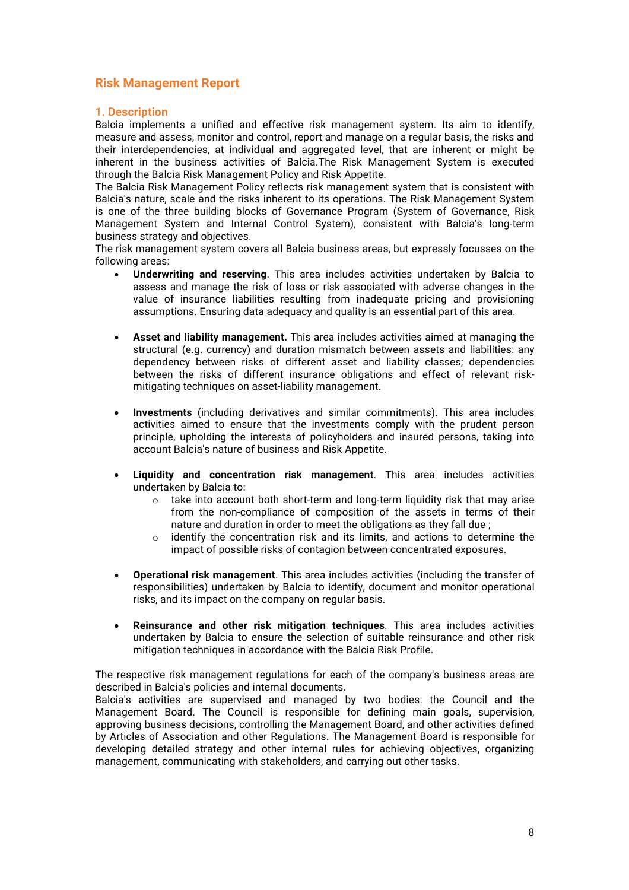## Risk Management Report

### 1. Description

Balcia implements a unified and effective risk management system. Its aim to identify, measure and assess, monitor and control, report and manage on a regular basis, the risks and their interdependencies, at individual and aggregated level, that are inherent or might be inherent in the business activities of Balcia.The Risk Management System is executed through the Balcia Risk Management Policy and Risk Appetite.

The Balcia Risk Management Policy reflects risk management system that is consistent with Balcia's nature, scale and the risks inherent to its operations. The Risk Management System is one of the three building blocks of Governance Program (System of Governance, Risk Management System and Internal Control System), consistent with Balcia's long-term business strategy and objectives.

The risk management system covers all Balcia business areas, but expressly focusses on the following areas:

- **Underwriting and reserving**. This area includes activities undertaken by Balcia to assess and manage the risk of loss or risk associated with adverse changes in the value of insurance liabilities resulting from inadequate pricing and provisioning assumptions. Ensuring data adequacy and quality is an essential part of this area.

- **Asset and liability management.** This area includes activities aimed at managing the structural (e.g. currency) and duration mismatch between assets and liabilities: any dependency between risks of different asset and liability classes; dependencies between the risks of different insurance obligations and effect of relevant risk-mitigating techniques on asset-liability management.

- **Investments** (including derivatives and similar commitments). This area includes activities aimed to ensure that the investments comply with the prudent person principle, upholding the interests of policyholders and insured persons, taking into account Balcia's nature of business and Risk Appetite.

- **Liquidity and concentration risk management**. This area includes activities undertaken by Balcia to:
  - take into account both short-term and long-term liquidity risk that may arise from the non-compliance of composition of the assets in terms of their nature and duration in order to meet the obligations as they fall due ;
  - identify the concentration risk and its limits, and actions to determine the impact of possible risks of contagion between concentrated exposures.

- **Operational risk management**. This area includes activities (including the transfer of responsibilities) undertaken by Balcia to identify, document and monitor operational risks, and its impact on the company on regular basis.

- **Reinsurance and other risk mitigation techniques**. This area includes activities undertaken by Balcia to ensure the selection of suitable reinsurance and other risk mitigation techniques in accordance with the Balcia Risk Profile.

The respective risk management regulations for each of the company's business areas are described in Balcia's policies and internal documents.

Balcia's activities are supervised and managed by two bodies: the Council and the Management Board. The Council is responsible for defining main goals, supervision, approving business decisions, controlling the Management Board, and other activities defined by Articles of Association and other Regulations. The Management Board is responsible for developing detailed strategy and other internal rules for achieving objectives, organizing management, communicating with stakeholders, and carrying out other tasks.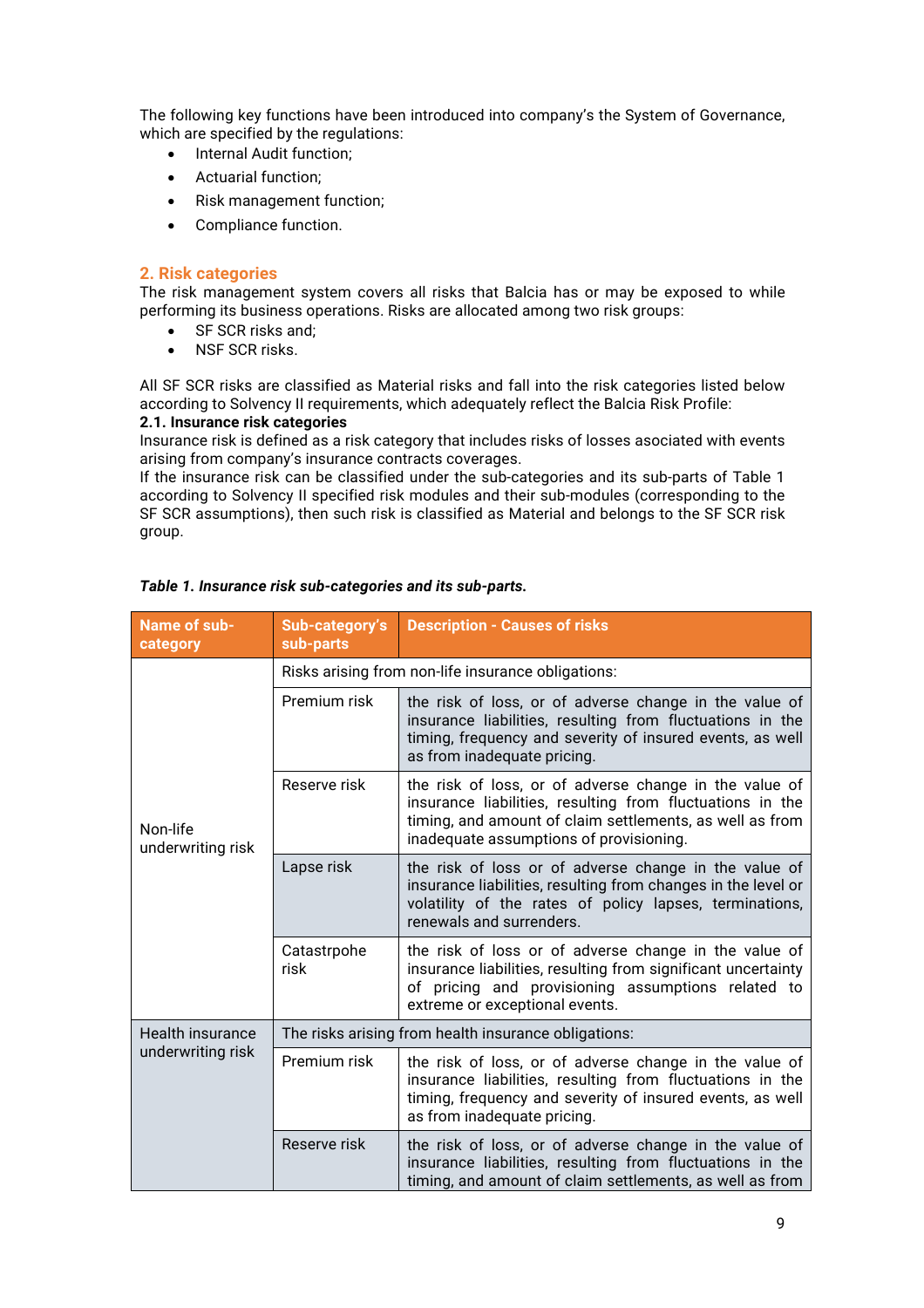The following key functions have been introduced into company's the System of Governance, which are specified by the regulations:

- Internal Audit function;
- Actuarial function;
- Risk management function;
- Compliance function.

## 2. Risk categories

The risk management system covers all risks that Balcia has or may be exposed to while performing its business operations. Risks are allocated among two risk groups:

- SF SCR risks and;
- NSF SCR risks.

All SF SCR risks are classified as Material risks and fall into the risk categories listed below according to Solvency II requirements, which adequately reflect the Balcia Risk Profile:

### 2.1. Insurance risk categories

Insurance risk is defined as a risk category that includes risks of losses asociated with events arising from company's insurance contracts coverages.

If the insurance risk can be classified under the sub-categories and its sub-parts of Table 1 according to Solvency II specified risk modules and their sub-modules (corresponding to the SF SCR assumptions), then such risk is classified as Material and belongs to the SF SCR risk group.

***Table 1. Insurance risk sub-categories and its sub-parts.***

| Name of sub-category | Sub-category's sub-parts | Description - Causes of risks |
|---|---|---|
| Non-life underwriting risk | Risks arising from non-life insurance obligations: | |
| | Premium risk | the risk of loss, or of adverse change in the value of insurance liabilities, resulting from fluctuations in the timing, frequency and severity of insured events, as well as from inadequate pricing. |
| | Reserve risk | the risk of loss, or of adverse change in the value of insurance liabilities, resulting from fluctuations in the timing, and amount of claim settlements, as well as from inadequate assumptions of provisioning. |
| | Lapse risk | the risk of loss or of adverse change in the value of insurance liabilities, resulting from changes in the level or volatility of the rates of policy lapses, terminations, renewals and surrenders. |
| | Catastrpohe risk | the risk of loss or of adverse change in the value of insurance liabilities, resulting from significant uncertainty of pricing and provisioning assumptions related to extreme or exceptional events. |
| Health insurance underwriting risk | The risks arising from health insurance obligations: | |
| | Premium risk | the risk of loss, or of adverse change in the value of insurance liabilities, resulting from fluctuations in the timing, frequency and severity of insured events, as well as from inadequate pricing. |
| | Reserve risk | the risk of loss, or of adverse change in the value of insurance liabilities, resulting from fluctuations in the timing, and amount of claim settlements, as well as from |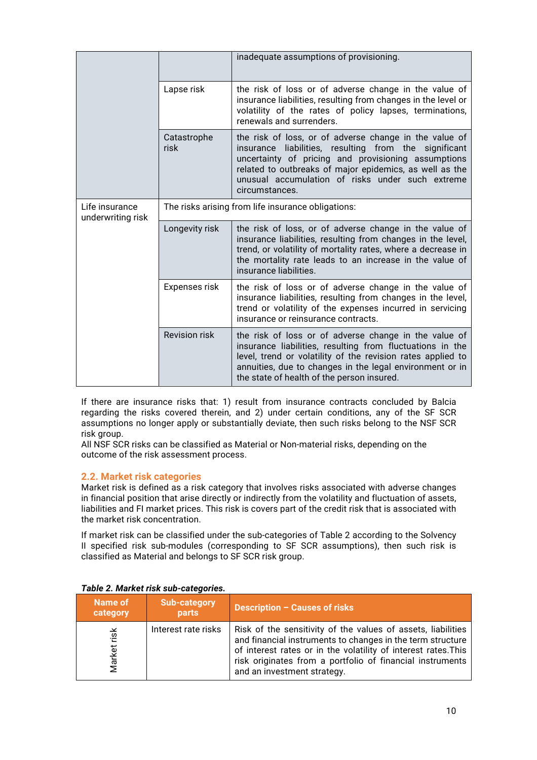| | | |
|---|---|---|
| | | inadequate assumptions of provisioning. |
| | Lapse risk | the risk of loss or of adverse change in the value of insurance liabilities, resulting from changes in the level or volatility of the rates of policy lapses, terminations, renewals and surrenders. |
| | Catastrophe risk | the risk of loss, or of adverse change in the value of insurance liabilities, resulting from the significant uncertainty of pricing and provisioning assumptions related to outbreaks of major epidemics, as well as the unusual accumulation of risks under such extreme circumstances. |
| Life insurance underwriting risk | The risks arising from life insurance obligations: | |
| | Longevity risk | the risk of loss, or of adverse change in the value of insurance liabilities, resulting from changes in the level, trend, or volatility of mortality rates, where a decrease in the mortality rate leads to an increase in the value of insurance liabilities. |
| | Expenses risk | the risk of loss or of adverse change in the value of insurance liabilities, resulting from changes in the level, trend or volatility of the expenses incurred in servicing insurance or reinsurance contracts. |
| | Revision risk | the risk of loss or of adverse change in the value of insurance liabilities, resulting from fluctuations in the level, trend or volatility of the revision rates applied to annuities, due to changes in the legal environment or in the state of health of the person insured. |

If there are insurance risks that: 1) result from insurance contracts concluded by Balcia regarding the risks covered therein, and 2) under certain conditions, any of the SF SCR assumptions no longer apply or substantially deviate, then such risks belong to the NSF SCR risk group.
All NSF SCR risks can be classified as Material or Non-material risks, depending on the outcome of the risk assessment process.

## 2.2. Market risk categories

Market risk is defined as a risk category that involves risks associated with adverse changes in financial position that arise directly or indirectly from the volatility and fluctuation of assets, liabilities and FI market prices. This risk is covers part of the credit risk that is associated with the market risk concentration.

If market risk can be classified under the sub-categories of Table 2 according to the Solvency II specified risk sub-modules (corresponding to SF SCR assumptions), then such risk is classified as Material and belongs to SF SCR risk group.

***Table 2. Market risk sub-categories.***

| Name of category | Sub-category parts | Description – Causes of risks |
|---|---|---|
| Market risk | Interest rate risks | Risk of the sensitivity of the values of assets, liabilities and financial instruments to changes in the term structure of interest rates or in the volatility of interest rates.This risk originates from a portfolio of financial instruments and an investment strategy. |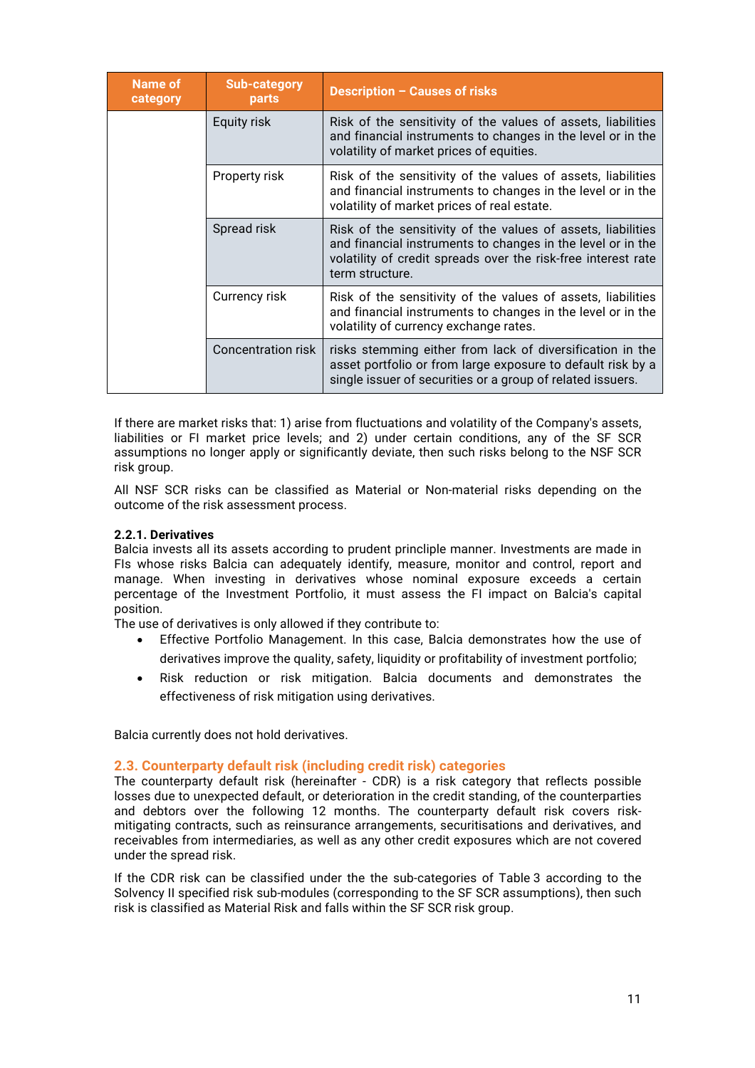| Name of category | Sub-category parts | Description – Causes of risks |
|---|---|---|
| | Equity risk | Risk of the sensitivity of the values of assets, liabilities and financial instruments to changes in the level or in the volatility of market prices of equities. |
| | Property risk | Risk of the sensitivity of the values of assets, liabilities and financial instruments to changes in the level or in the volatility of market prices of real estate. |
| | Spread risk | Risk of the sensitivity of the values of assets, liabilities and financial instruments to changes in the level or in the volatility of credit spreads over the risk-free interest rate term structure. |
| | Currency risk | Risk of the sensitivity of the values of assets, liabilities and financial instruments to changes in the level or in the volatility of currency exchange rates. |
| | Concentration risk | risks stemming either from lack of diversification in the asset portfolio or from large exposure to default risk by a single issuer of securities or a group of related issuers. |

If there are market risks that: 1) arise from fluctuations and volatility of the Company's assets, liabilities or FI market price levels; and 2) under certain conditions, any of the SF SCR assumptions no longer apply or significantly deviate, then such risks belong to the NSF SCR risk group.

All NSF SCR risks can be classified as Material or Non-material risks depending on the outcome of the risk assessment process.

#### 2.2.1. Derivatives

Balcia invests all its assets according to prudent princliple manner. Investments are made in FIs whose risks Balcia can adequately identify, measure, monitor and control, report and manage. When investing in derivatives whose nominal exposure exceeds a certain percentage of the Investment Portfolio, it must assess the FI impact on Balcia's capital position.

The use of derivatives is only allowed if they contribute to:

- Effective Portfolio Management. In this case, Balcia demonstrates how the use of derivatives improve the quality, safety, liquidity or profitability of investment portfolio;
- Risk reduction or risk mitigation. Balcia documents and demonstrates the effectiveness of risk mitigation using derivatives.

Balcia currently does not hold derivatives.

### 2.3. Counterparty default risk (including credit risk) categories

The counterparty default risk (hereinafter - CDR) is a risk category that reflects possible losses due to unexpected default, or deterioration in the credit standing, of the counterparties and debtors over the following 12 months. The counterparty default risk covers risk-mitigating contracts, such as reinsurance arrangements, securitisations and derivatives, and receivables from intermediaries, as well as any other credit exposures which are not covered under the spread risk.

If the CDR risk can be classified under the the sub-categories of Table 3 according to the Solvency II specified risk sub-modules (corresponding to the SF SCR assumptions), then such risk is classified as Material Risk and falls within the SF SCR risk group.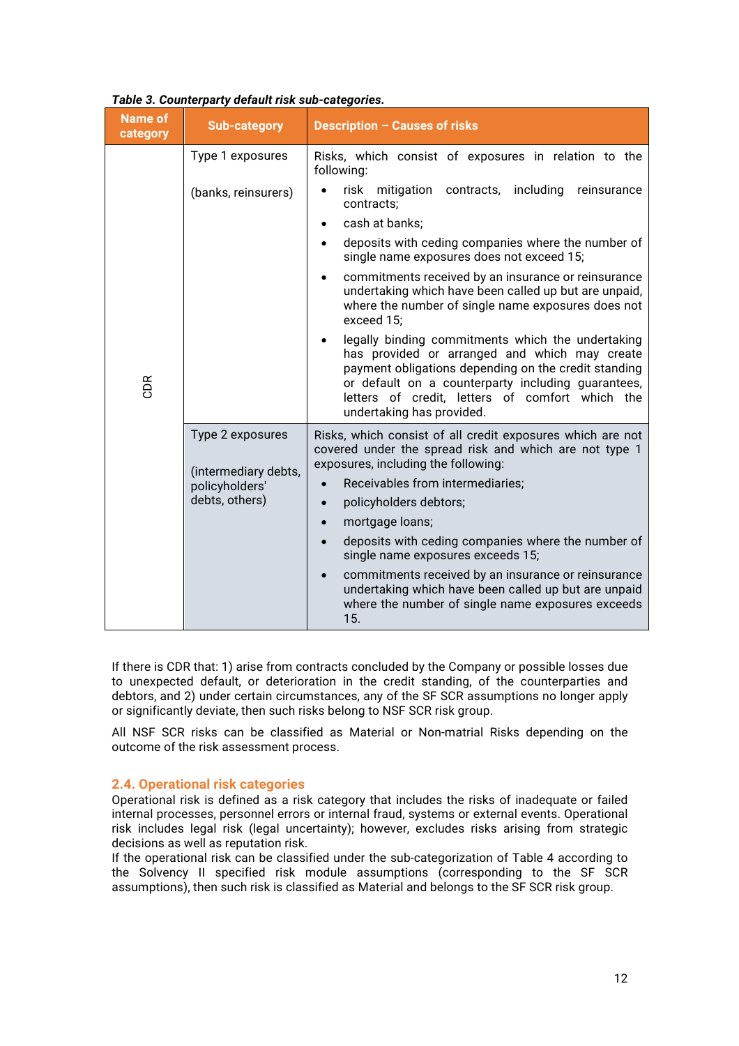*Table 3. Counterparty default risk sub-categories.*

| Name of category | Sub-category | Description – Causes of risks |
| --- | --- | --- |
| CDR | Type 1 exposures<br><br>(banks, reinsurers) | Risks, which consist of exposures in relation to the following:<br>• risk mitigation contracts, including reinsurance contracts;<br>• cash at banks;<br>• deposits with ceding companies where the number of single name exposures does not exceed 15;<br>• commitments received by an insurance or reinsurance undertaking which have been called up but are unpaid, where the number of single name exposures does not exceed 15;<br>• legally binding commitments which the undertaking has provided or arranged and which may create payment obligations depending on the credit standing or default on a counterparty including guarantees, letters of credit, letters of comfort which the undertaking has provided. |
| | Type 2 exposures<br><br>(intermediary debts, policyholders' debts, others) | Risks, which consist of all credit exposures which are not covered under the spread risk and which are not type 1 exposures, including the following:<br>• Receivables from intermediaries;<br>• policyholders debtors;<br>• mortgage loans;<br>• deposits with ceding companies where the number of single name exposures exceeds 15;<br>• commitments received by an insurance or reinsurance undertaking which have been called up but are unpaid where the number of single name exposures exceeds 15. |

If there is CDR that: 1) arise from contracts concluded by the Company or possible losses due to unexpected default, or deterioration in the credit standing, of the counterparties and debtors, and 2) under certain circumstances, any of the SF SCR assumptions no longer apply or significantly deviate, then such risks belong to NSF SCR risk group.

All NSF SCR risks can be classified as Material or Non-matrial Risks depending on the outcome of the risk assessment process.

## 2.4. Operational risk categories

Operational risk is defined as a risk category that includes the risks of inadequate or failed internal processes, personnel errors or internal fraud, systems or external events. Operational risk includes legal risk (legal uncertainty); however, excludes risks arising from strategic decisions as well as reputation risk.

If the operational risk can be classified under the sub-categorization of Table 4 according to the Solvency II specified risk module assumptions (corresponding to the SF SCR assumptions), then such risk is classified as Material and belongs to the SF SCR risk group.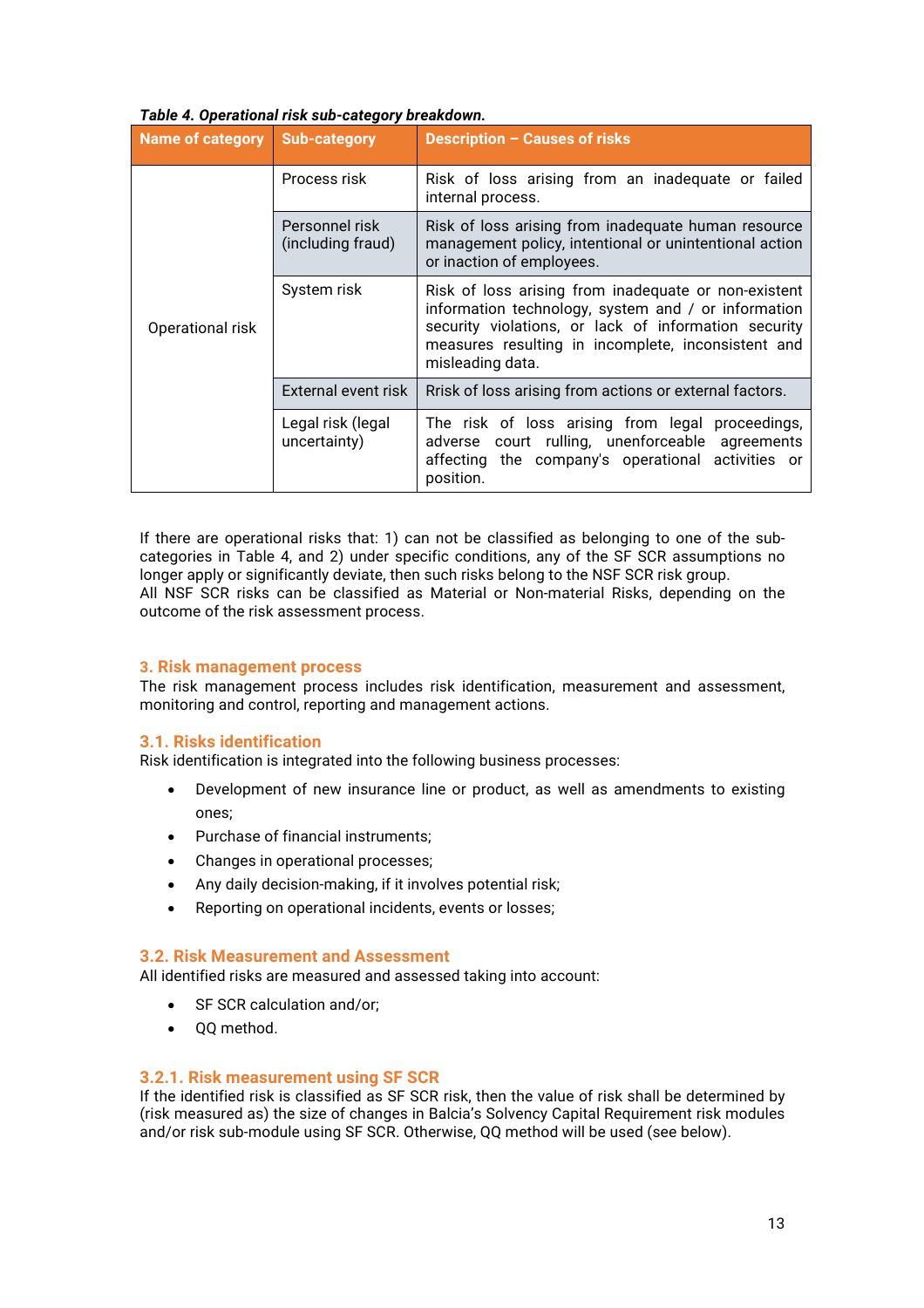*Table 4. Operational risk sub-category breakdown.*

| Name of category | Sub-category | Description – Causes of risks |
|---|---|---|
| Operational risk | Process risk | Risk of loss arising from an inadequate or failed internal process. |
| | Personnel risk (including fraud) | Risk of loss arising from inadequate human resource management policy, intentional or unintentional action or inaction of employees. |
| | System risk | Risk of loss arising from inadequate or non-existent information technology, system and / or information security violations, or lack of information security measures resulting in incomplete, inconsistent and misleading data. |
| | External event risk | Rrisk of loss arising from actions or external factors. |
| | Legal risk (legal uncertainty) | The risk of loss arising from legal proceedings, adverse court rulling, unenforceable agreements affecting the company's operational activities or position. |

If there are operational risks that: 1) can not be classified as belonging to one of the sub-categories in Table 4, and 2) under specific conditions, any of the SF SCR assumptions no longer apply or significantly deviate, then such risks belong to the NSF SCR risk group.
All NSF SCR risks can be classified as Material or Non-material Risks, depending on the outcome of the risk assessment process.

## 3. Risk management process

The risk management process includes risk identification, measurement and assessment, monitoring and control, reporting and management actions.

### 3.1. Risks identification

Risk identification is integrated into the following business processes:

- Development of new insurance line or product, as well as amendments to existing ones;
- Purchase of financial instruments;
- Changes in operational processes;
- Any daily decision-making, if it involves potential risk;
- Reporting on operational incidents, events or losses;

### 3.2. Risk Measurement and Assessment

All identified risks are measured and assessed taking into account:

- SF SCR calculation and/or;
- QQ method.

#### 3.2.1. Risk measurement using SF SCR

If the identified risk is classified as SF SCR risk, then the value of risk shall be determined by (risk measured as) the size of changes in Balcia's Solvency Capital Requirement risk modules and/or risk sub-module using SF SCR. Otherwise, QQ method will be used (see below).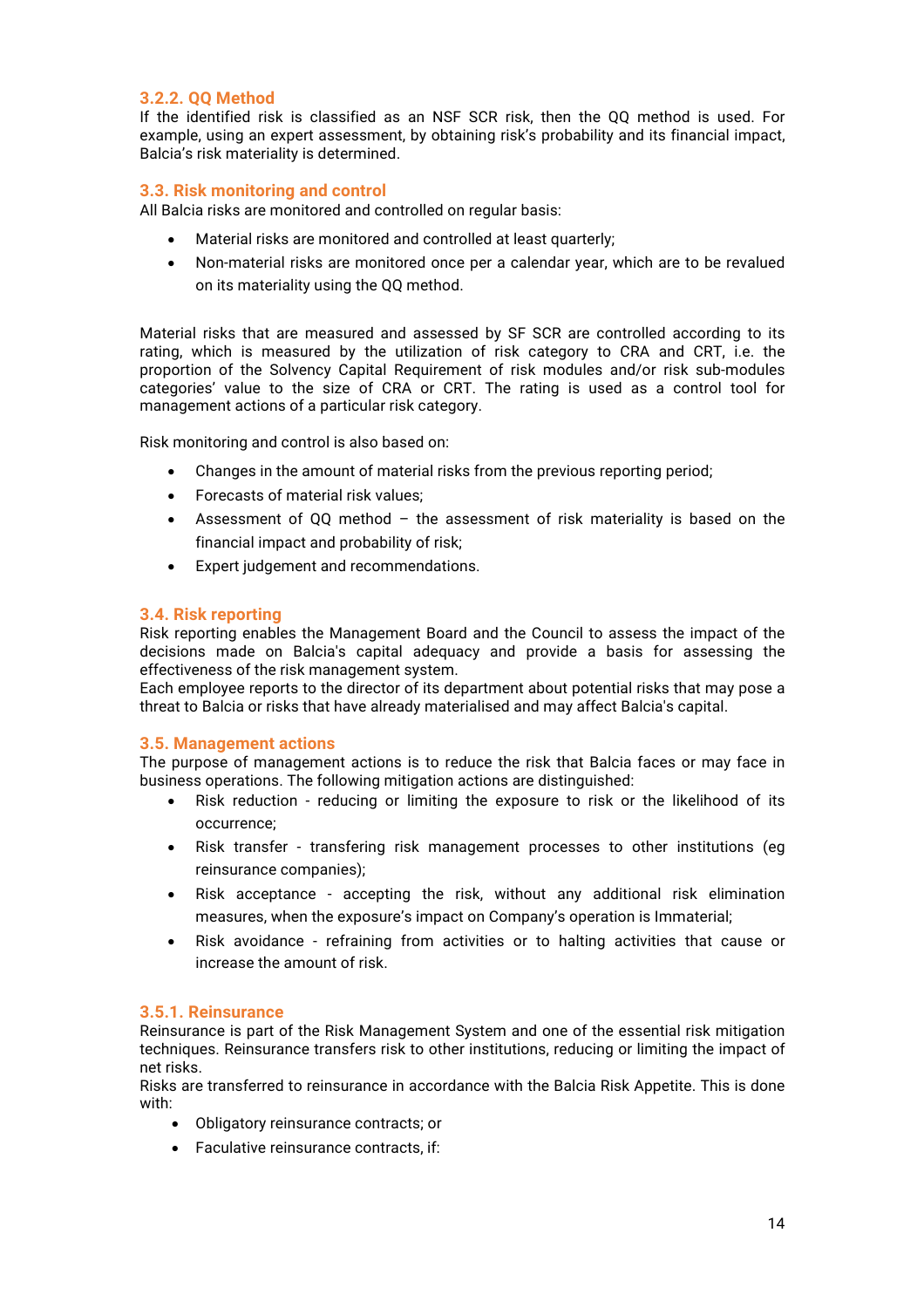### 3.2.2. QQ Method

If the identified risk is classified as an NSF SCR risk, then the QQ method is used. For example, using an expert assessment, by obtaining risk's probability and its financial impact, Balcia's risk materiality is determined.

## 3.3. Risk monitoring and control

All Balcia risks are monitored and controlled on regular basis:

- Material risks are monitored and controlled at least quarterly;
- Non-material risks are monitored once per a calendar year, which are to be revalued on its materiality using the QQ method.

Material risks that are measured and assessed by SF SCR are controlled according to its rating, which is measured by the utilization of risk category to CRA and CRT, i.e. the proportion of the Solvency Capital Requirement of risk modules and/or risk sub-modules categories' value to the size of CRA or CRT. The rating is used as a control tool for management actions of a particular risk category.

Risk monitoring and control is also based on:

- Changes in the amount of material risks from the previous reporting period;
- Forecasts of material risk values;
- Assessment of QQ method – the assessment of risk materiality is based on the financial impact and probability of risk;
- Expert judgement and recommendations.

## 3.4. Risk reporting

Risk reporting enables the Management Board and the Council to assess the impact of the decisions made on Balcia's capital adequacy and provide a basis for assessing the effectiveness of the risk management system.
Each employee reports to the director of its department about potential risks that may pose a threat to Balcia or risks that have already materialised and may affect Balcia's capital.

## 3.5. Management actions

The purpose of management actions is to reduce the risk that Balcia faces or may face in business operations. The following mitigation actions are distinguished:

- Risk reduction - reducing or limiting the exposure to risk or the likelihood of its occurrence;
- Risk transfer - transfering risk management processes to other institutions (eg reinsurance companies);
- Risk acceptance - accepting the risk, without any additional risk elimination measures, when the exposure's impact on Company's operation is Immaterial;
- Risk avoidance - refraining from activities or to halting activities that cause or increase the amount of risk.

### 3.5.1. Reinsurance

Reinsurance is part of the Risk Management System and one of the essential risk mitigation techniques. Reinsurance transfers risk to other institutions, reducing or limiting the impact of net risks.
Risks are transferred to reinsurance in accordance with the Balcia Risk Appetite. This is done with:

- Obligatory reinsurance contracts; or
- Faculative reinsurance contracts, if: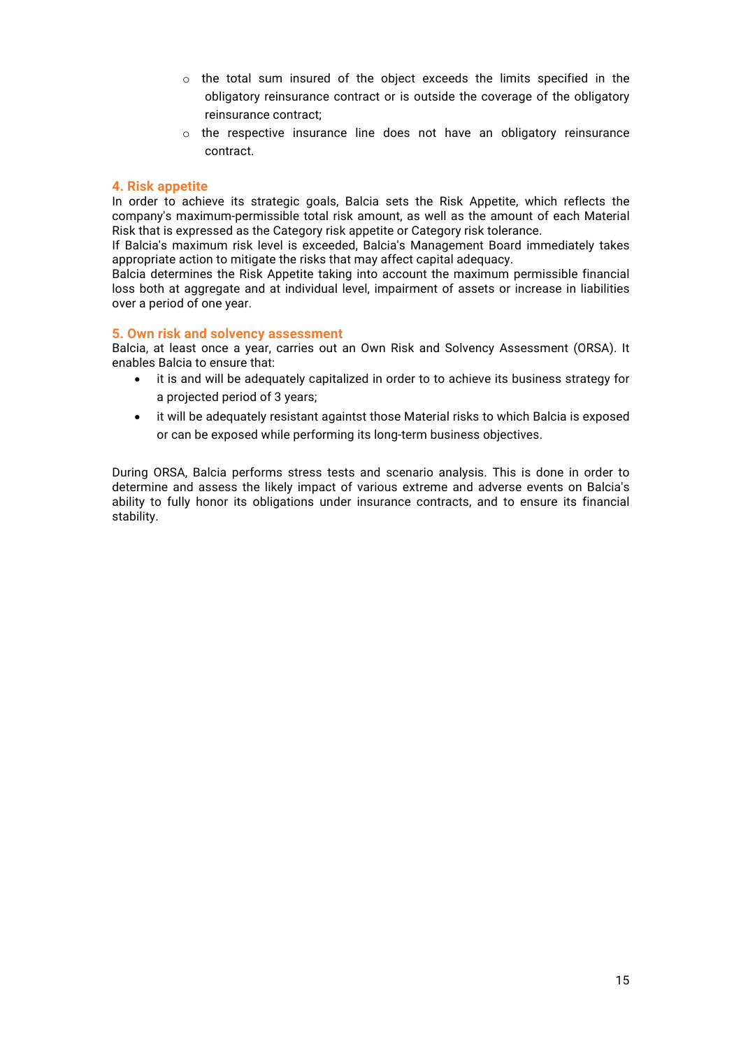- the total sum insured of the object exceeds the limits specified in the obligatory reinsurance contract or is outside the coverage of the obligatory reinsurance contract;
- the respective insurance line does not have an obligatory reinsurance contract.

## 4. Risk appetite

In order to achieve its strategic goals, Balcia sets the Risk Appetite, which reflects the company's maximum-permissible total risk amount, as well as the amount of each Material Risk that is expressed as the Category risk appetite or Category risk tolerance.

If Balcia's maximum risk level is exceeded, Balcia's Management Board immediately takes appropriate action to mitigate the risks that may affect capital adequacy.

Balcia determines the Risk Appetite taking into account the maximum permissible financial loss both at aggregate and at individual level, impairment of assets or increase in liabilities over a period of one year.

## 5. Own risk and solvency assessment

Balcia, at least once a year, carries out an Own Risk and Solvency Assessment (ORSA). It enables Balcia to ensure that:

- it is and will be adequately capitalized in order to to achieve its business strategy for a projected period of 3 years;
- it will be adequately resistant againtst those Material risks to which Balcia is exposed or can be exposed while performing its long-term business objectives.

During ORSA, Balcia performs stress tests and scenario analysis. This is done in order to determine and assess the likely impact of various extreme and adverse events on Balcia's ability to fully honor its obligations under insurance contracts, and to ensure its financial stability.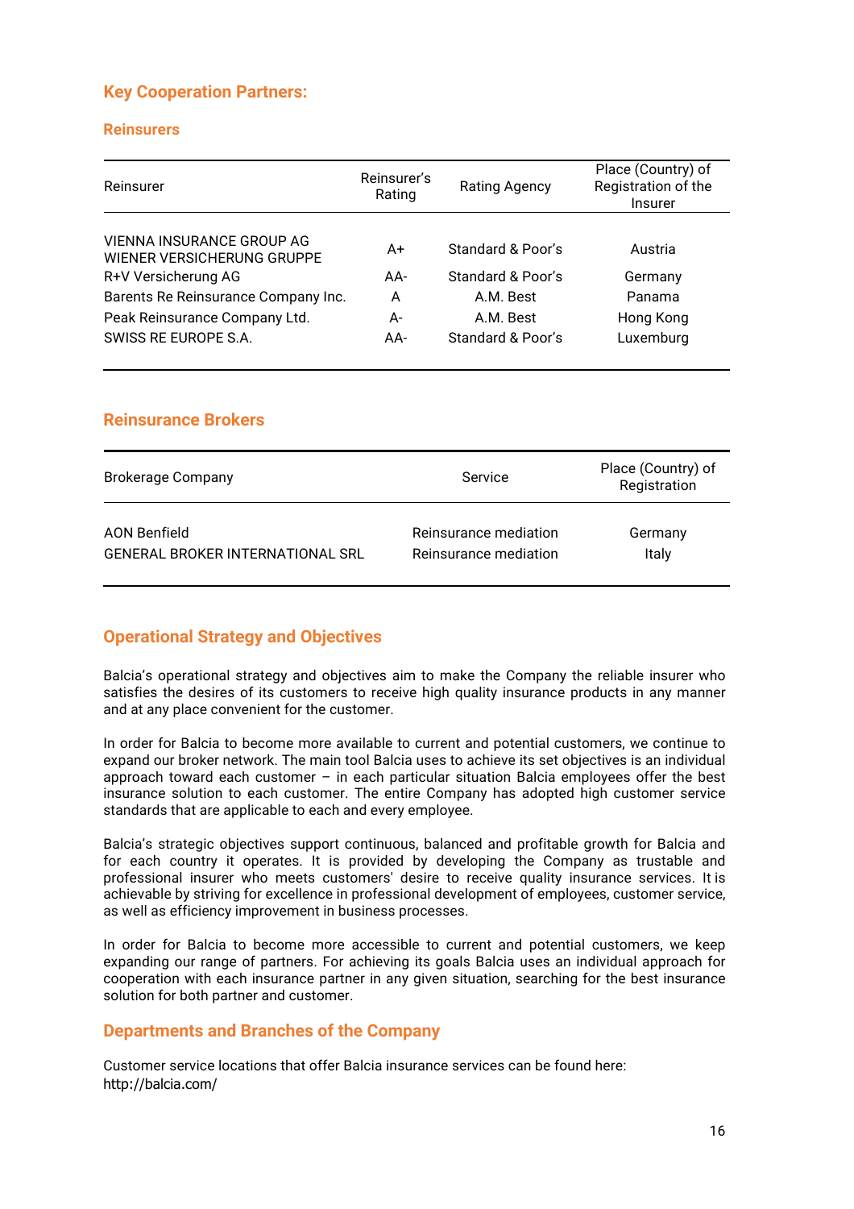## Key Cooperation Partners:

### Reinsurers

| Reinsurer | Reinsurer's Rating | Rating Agency | Place (Country) of Registration of the Insurer |
|---|---|---|---|
| VIENNA INSURANCE GROUP AG WIENER VERSICHERUNG GRUPPE | A+ | Standard & Poor's | Austria |
| R+V Versicherung AG | AA- | Standard & Poor's | Germany |
| Barents Re Reinsurance Company Inc. | A | A.M. Best | Panama |
| Peak Reinsurance Company Ltd. | A- | A.M. Best | Hong Kong |
| SWISS RE EUROPE S.A. | AA- | Standard & Poor's | Luxemburg |

### Reinsurance Brokers

| Brokerage Company | Service | Place (Country) of Registration |
|---|---|---|
| AON Benfield | Reinsurance mediation | Germany |
| GENERAL BROKER INTERNATIONAL SRL | Reinsurance mediation | Italy |

## Operational Strategy and Objectives

Balcia's operational strategy and objectives aim to make the Company the reliable insurer who satisfies the desires of its customers to receive high quality insurance products in any manner and at any place convenient for the customer.

In order for Balcia to become more available to current and potential customers, we continue to expand our broker network. The main tool Balcia uses to achieve its set objectives is an individual approach toward each customer – in each particular situation Balcia employees offer the best insurance solution to each customer. The entire Company has adopted high customer service standards that are applicable to each and every employee.

Balcia's strategic objectives support continuous, balanced and profitable growth for Balcia and for each country it operates. It is provided by developing the Company as trustable and professional insurer who meets customers' desire to receive quality insurance services. It is achievable by striving for excellence in professional development of employees, customer service, as well as efficiency improvement in business processes.

In order for Balcia to become more accessible to current and potential customers, we keep expanding our range of partners. For achieving its goals Balcia uses an individual approach for cooperation with each insurance partner in any given situation, searching for the best insurance solution for both partner and customer.

## Departments and Branches of the Company

Customer service locations that offer Balcia insurance services can be found here: http://balcia.com/